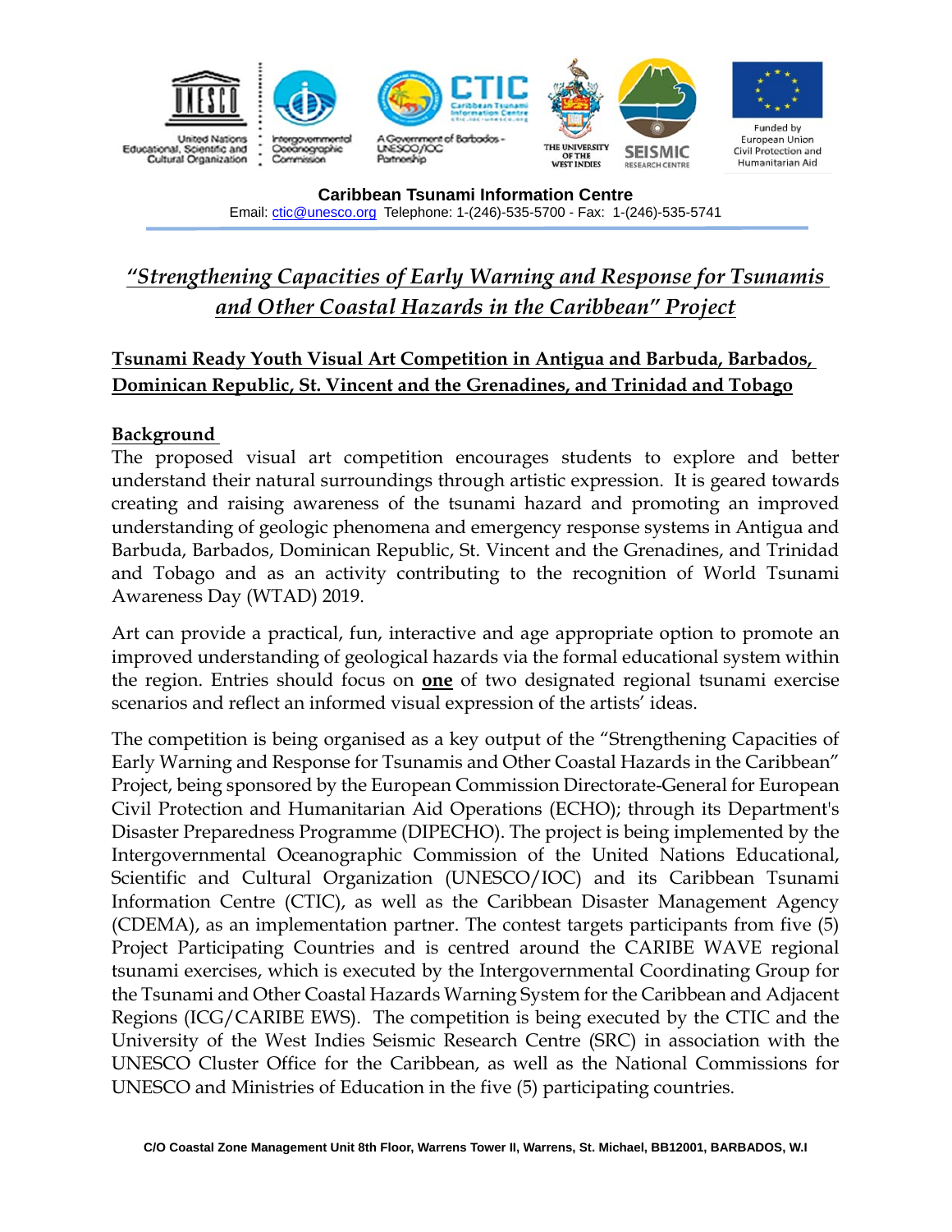**Caribbean Tsunami Information Centre**

Email: ctic@unesco.org Telephone: 1-(246)-535-5700 - Fax: 1-(246)-535-5741

# *"Strengthening Capacities of Early Warning and Response for Tsunamis and Other Coastal Hazards in the Caribbean" Project*

## Tsunami Ready Youth Visual Art Competition in Antigua and Barbuda, Barbados, Dominican Republic, St. Vincent and the Grenadines, and Trinidad and Tobago

### Background

The proposed visual art competition encourages students to explore and better understand their natural surroundings through artistic expression. It is geared towards creating and raising awareness of the tsunami hazard and promoting an improved understanding of geologic phenomena and emergency response systems in Antigua and Barbuda, Barbados, Dominican Republic, St. Vincent and the Grenadines, and Trinidad and Tobago and as an activity contributing to the recognition of World Tsunami Awareness Day (WTAD) 2019.

Art can provide a practical, fun, interactive and age appropriate option to promote an improved understanding of geological hazards via the formal educational system within the region. Entries should focus on **one** of two designated regional tsunami exercise scenarios and reflect an informed visual expression of the artists' ideas.

The competition is being organised as a key output of the "Strengthening Capacities of Early Warning and Response for Tsunamis and Other Coastal Hazards in the Caribbean" Project, being sponsored by the European Commission Directorate-General for European Civil Protection and Humanitarian Aid Operations (ECHO); through its Department's Disaster Preparedness Programme (DIPECHO). The project is being implemented by the Intergovernmental Oceanographic Commission of the United Nations Educational, Scientific and Cultural Organization (UNESCO/IOC) and its Caribbean Tsunami Information Centre (CTIC), as well as the Caribbean Disaster Management Agency (CDEMA), as an implementation partner. The contest targets participants from five (5) Project Participating Countries and is centred around the CARIBE WAVE regional tsunami exercises, which is executed by the Intergovernmental Coordinating Group for the Tsunami and Other Coastal Hazards Warning System for the Caribbean and Adjacent Regions (ICG/CARIBE EWS). The competition is being executed by the CTIC and the University of the West Indies Seismic Research Centre (SRC) in association with the UNESCO Cluster Office for the Caribbean, as well as the National Commissions for UNESCO and Ministries of Education in the five (5) participating countries.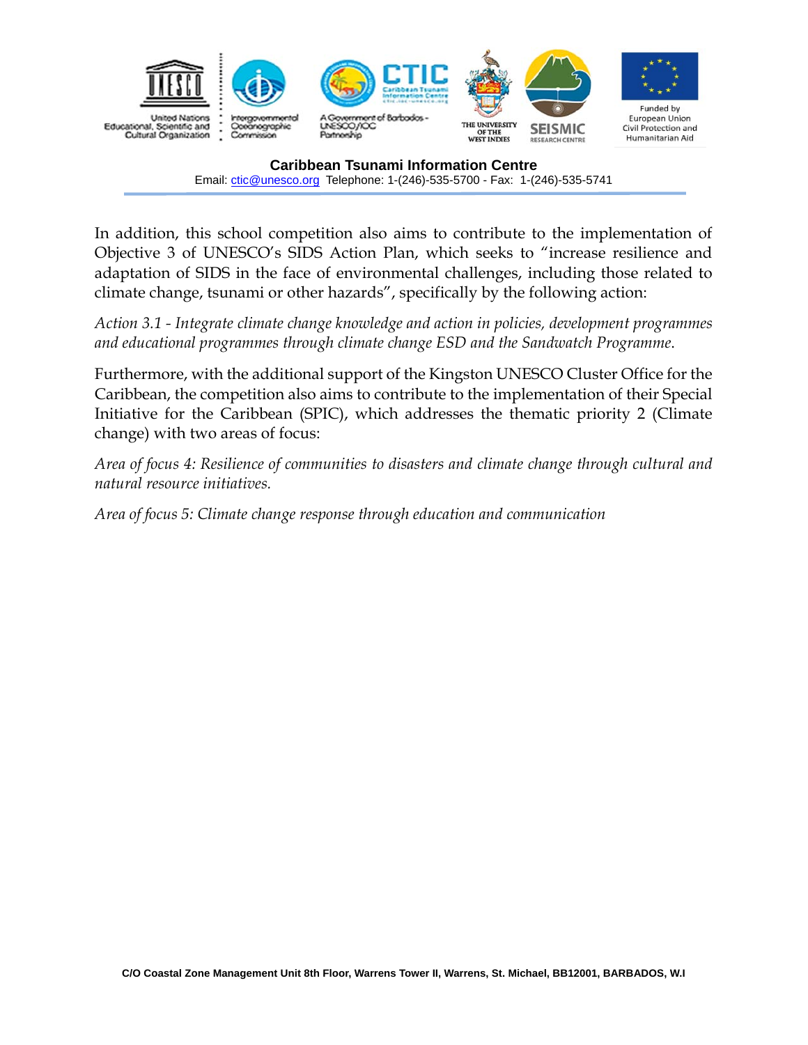In addition, this school competition also aims to contribute to the implementation of Objective 3 of UNESCO's SIDS Action Plan, which seeks to "increase resilience and adaptation of SIDS in the face of environmental challenges, including those related to climate change, tsunami or other hazards", specifically by the following action:

*Action 3.1 - Integrate climate change knowledge and action in policies, development programmes and educational programmes through climate change ESD and the Sandwatch Programme.*

Furthermore, with the additional support of the Kingston UNESCO Cluster Office for the Caribbean, the competition also aims to contribute to the implementation of their Special Initiative for the Caribbean (SPIC), which addresses the thematic priority 2 (Climate change) with two areas of focus:

*Area of focus 4: Resilience of communities to disasters and climate change through cultural and natural resource initiatives.*

*Area of focus 5: Climate change response through education and communication*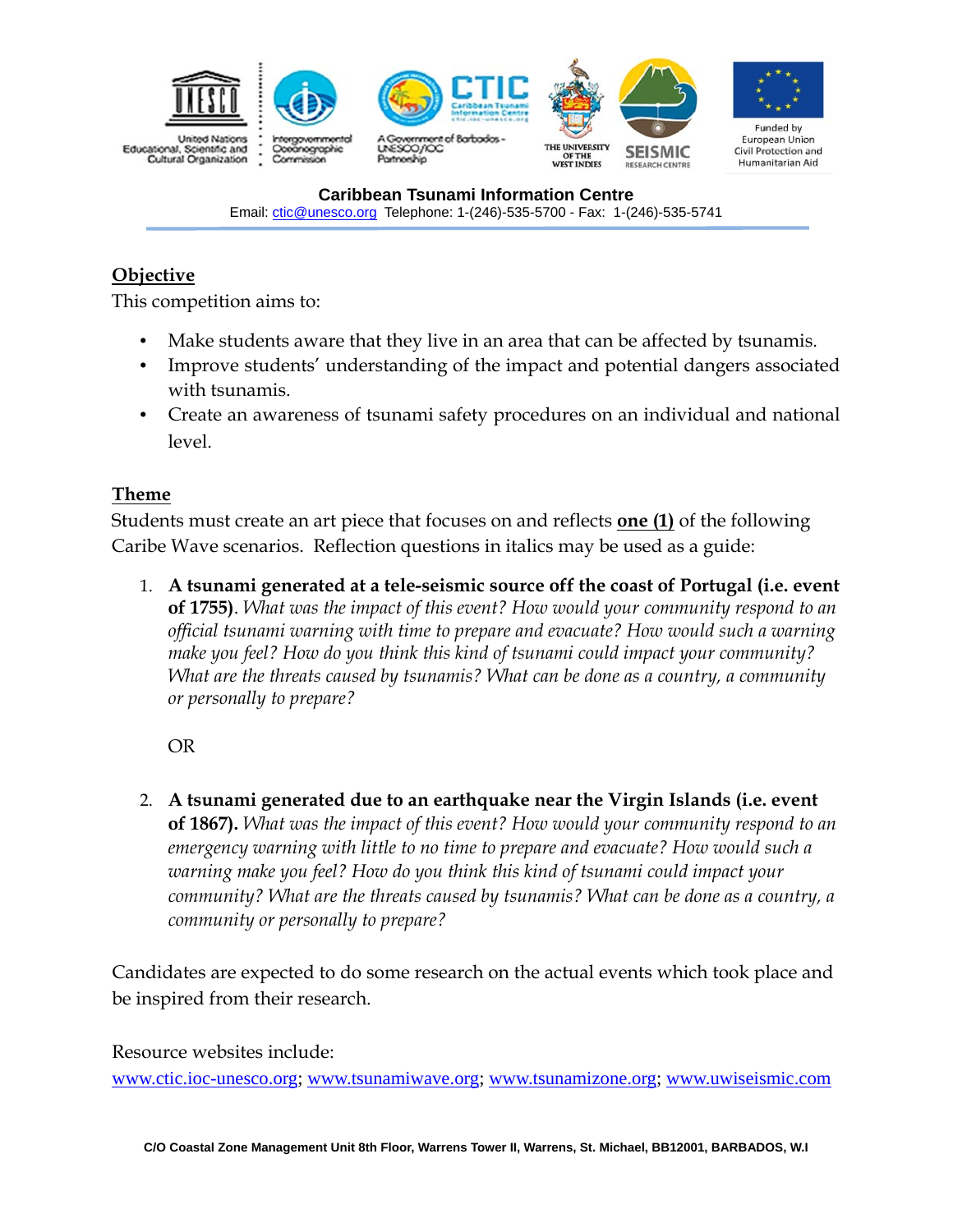**Caribbean Tsunami Information Centre**

Email: ctic@unesco.org Telephone: 1-(246)-535-5700 - Fax: 1-(246)-535-5741

## Objective

This competition aims to:

- Make students aware that they live in an area that can be affected by tsunamis.
- Improve students' understanding of the impact and potential dangers associated with tsunamis.
- Create an awareness of tsunami safety procedures on an individual and national level.

## Theme

Students must create an art piece that focuses on and reflects **one (1)** of the following Caribe Wave scenarios. Reflection questions in italics may be used as a guide:

1. **A tsunami generated at a tele-seismic source off the coast of Portugal (i.e. event of 1755)**. *What was the impact of this event? How would your community respond to an official tsunami warning with time to prepare and evacuate? How would such a warning make you feel? How do you think this kind of tsunami could impact your community? What are the threats caused by tsunamis? What can be done as a country, a community or personally to prepare?*

   OR

2. **A tsunami generated due to an earthquake near the Virgin Islands (i.e. event of 1867).** *What was the impact of this event? How would your community respond to an emergency warning with little to no time to prepare and evacuate? How would such a warning make you feel? How do you think this kind of tsunami could impact your community? What are the threats caused by tsunamis? What can be done as a country, a community or personally to prepare?*

Candidates are expected to do some research on the actual events which took place and be inspired from their research.

Resource websites include:

www.ctic.ioc-unesco.org; www.tsunamiwave.org; www.tsunamizone.org; www.uwiseismic.com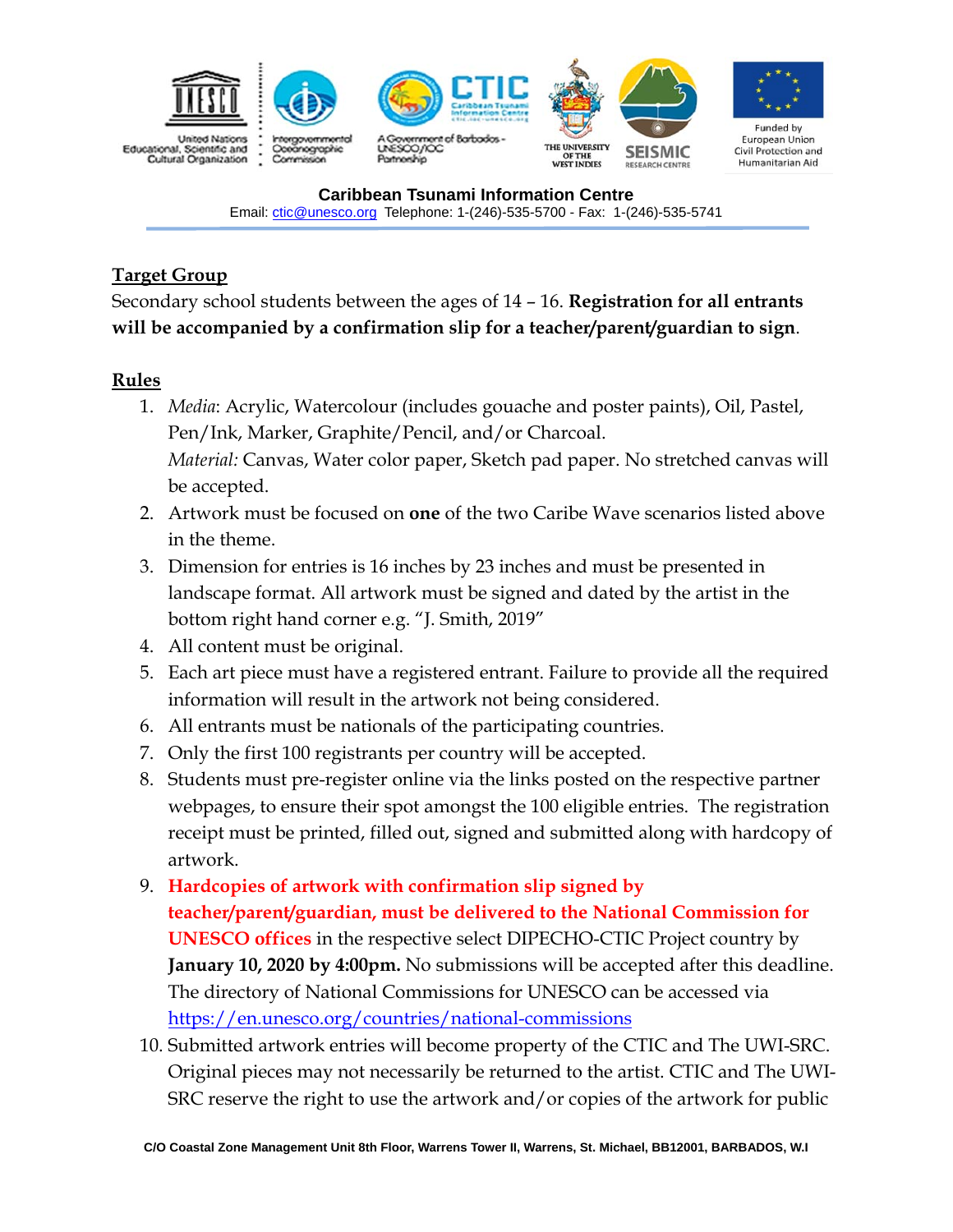## Target Group

Secondary school students between the ages of 14 – 16. **Registration for all entrants will be accompanied by a confirmation slip for a teacher/parent/guardian to sign**.

## Rules

1. *Media*: Acrylic, Watercolour (includes gouache and poster paints), Oil, Pastel, Pen/Ink, Marker, Graphite/Pencil, and/or Charcoal.
   *Material:* Canvas, Water color paper, Sketch pad paper. No stretched canvas will be accepted.
2. Artwork must be focused on **one** of the two Caribe Wave scenarios listed above in the theme.
3. Dimension for entries is 16 inches by 23 inches and must be presented in landscape format. All artwork must be signed and dated by the artist in the bottom right hand corner e.g. "J. Smith, 2019"
4. All content must be original.
5. Each art piece must have a registered entrant. Failure to provide all the required information will result in the artwork not being considered.
6. All entrants must be nationals of the participating countries.
7. Only the first 100 registrants per country will be accepted.
8. Students must pre-register online via the links posted on the respective partner webpages, to ensure their spot amongst the 100 eligible entries. The registration receipt must be printed, filled out, signed and submitted along with hardcopy of artwork.
9. **Hardcopies of artwork with confirmation slip signed by teacher/parent/guardian, must be delivered to the National Commission for UNESCO offices** in the respective select DIPECHO-CTIC Project country by **January 10, 2020 by 4:00pm.** No submissions will be accepted after this deadline. The directory of National Commissions for UNESCO can be accessed via https://en.unesco.org/countries/national-commissions
10. Submitted artwork entries will become property of the CTIC and The UWI-SRC. Original pieces may not necessarily be returned to the artist. CTIC and The UWI-SRC reserve the right to use the artwork and/or copies of the artwork for public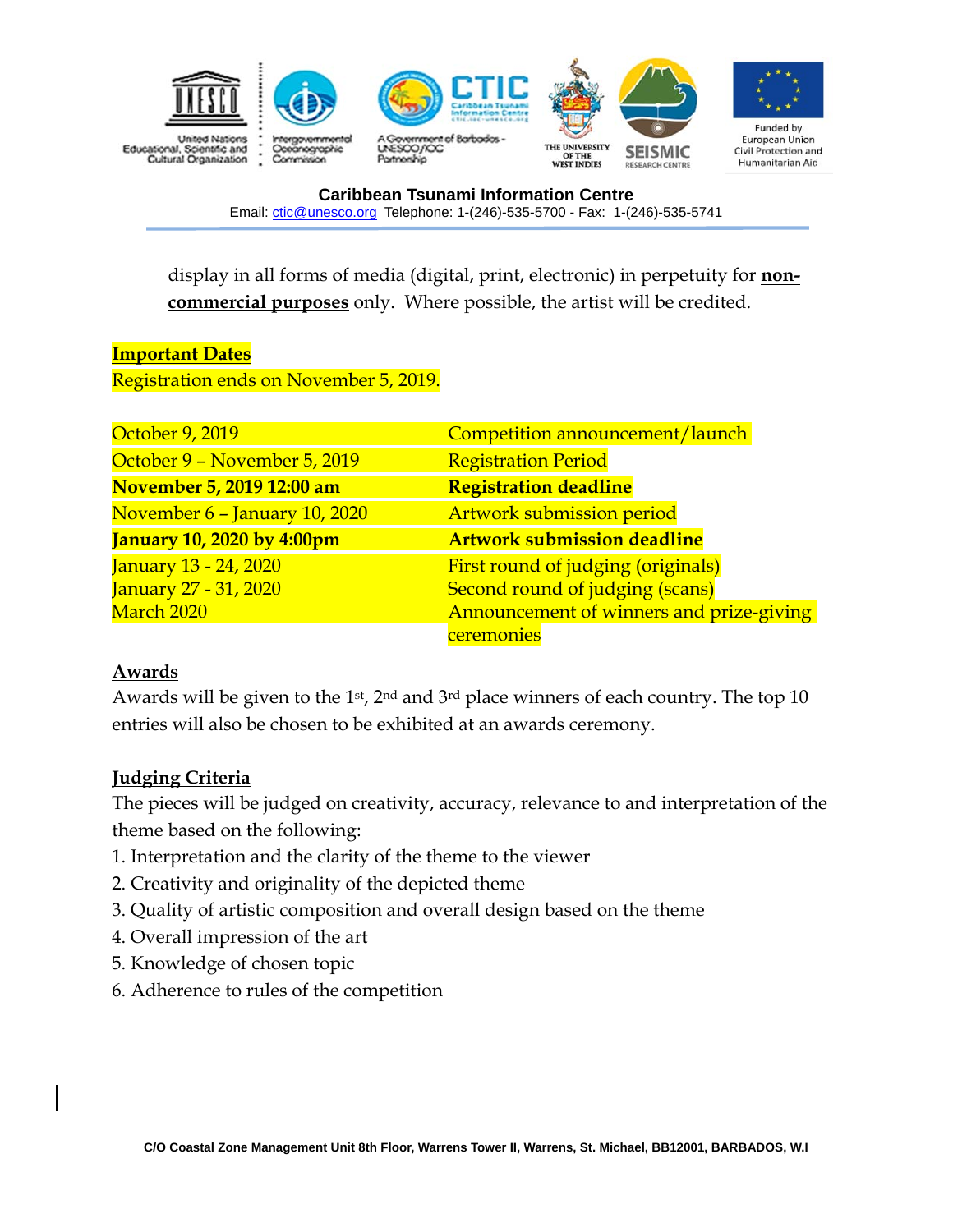display in all forms of media (digital, print, electronic) in perpetuity for **non-commercial purposes** only. Where possible, the artist will be credited.

**Important Dates**

Registration ends on November 5, 2019.

| | |
|---|---|
| October 9, 2019 | Competition announcement/launch |
| October 9 – November 5, 2019 | Registration Period |
| **November 5, 2019 12:00 am** | **Registration deadline** |
| November 6 – January 10, 2020 | Artwork submission period |
| **January 10, 2020 by 4:00pm** | **Artwork submission deadline** |
| January 13 - 24, 2020 | First round of judging (originals) |
| January 27 - 31, 2020 | Second round of judging (scans) |
| March 2020 | Announcement of winners and prize-giving ceremonies |

**Awards**

Awards will be given to the 1st, 2nd and 3rd place winners of each country. The top 10 entries will also be chosen to be exhibited at an awards ceremony.

**Judging Criteria**

The pieces will be judged on creativity, accuracy, relevance to and interpretation of the theme based on the following:

1. Interpretation and the clarity of the theme to the viewer
2. Creativity and originality of the depicted theme
3. Quality of artistic composition and overall design based on the theme
4. Overall impression of the art
5. Knowledge of chosen topic
6. Adherence to rules of the competition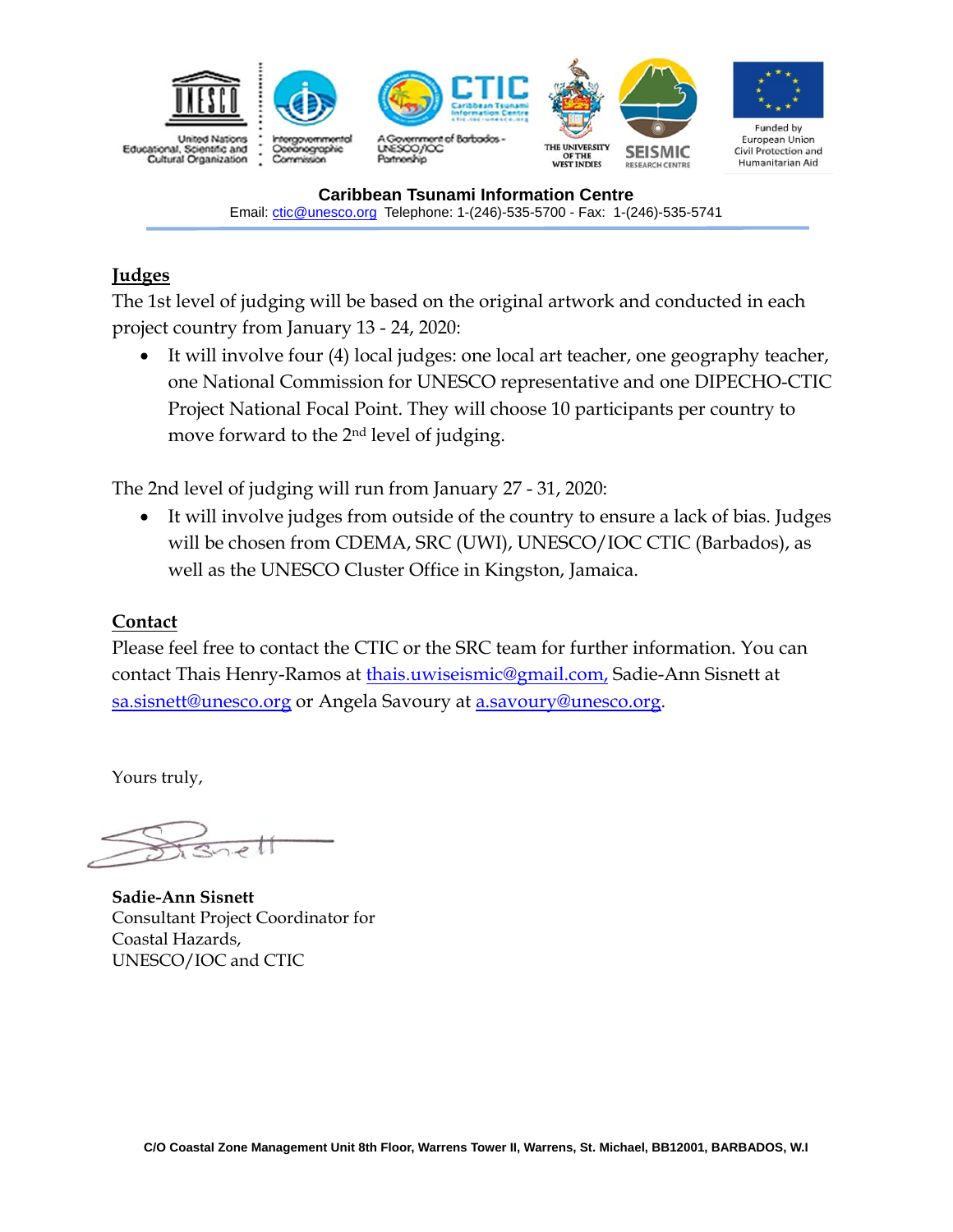**Caribbean Tsunami Information Centre**
Email: ctic@unesco.org Telephone: 1-(246)-535-5700 - Fax: 1-(246)-535-5741

## Judges

The 1st level of judging will be based on the original artwork and conducted in each project country from January 13 - 24, 2020:

- It will involve four (4) local judges: one local art teacher, one geography teacher, one National Commission for UNESCO representative and one DIPECHO-CTIC Project National Focal Point. They will choose 10 participants per country to move forward to the 2nd level of judging.

The 2nd level of judging will run from January 27 - 31, 2020:

- It will involve judges from outside of the country to ensure a lack of bias. Judges will be chosen from CDEMA, SRC (UWI), UNESCO/IOC CTIC (Barbados), as well as the UNESCO Cluster Office in Kingston, Jamaica.

## Contact

Please feel free to contact the CTIC or the SRC team for further information. You can contact Thais Henry-Ramos at thais.uwiseismic@gmail.com, Sadie-Ann Sisnett at sa.sisnett@unesco.org or Angela Savoury at a.savoury@unesco.org.

Yours truly,

**Sadie-Ann Sisnett**
Consultant Project Coordinator for
Coastal Hazards,
UNESCO/IOC and CTIC

**C/O Coastal Zone Management Unit 8th Floor, Warrens Tower II, Warrens, St. Michael, BB12001, BARBADOS, W.I**